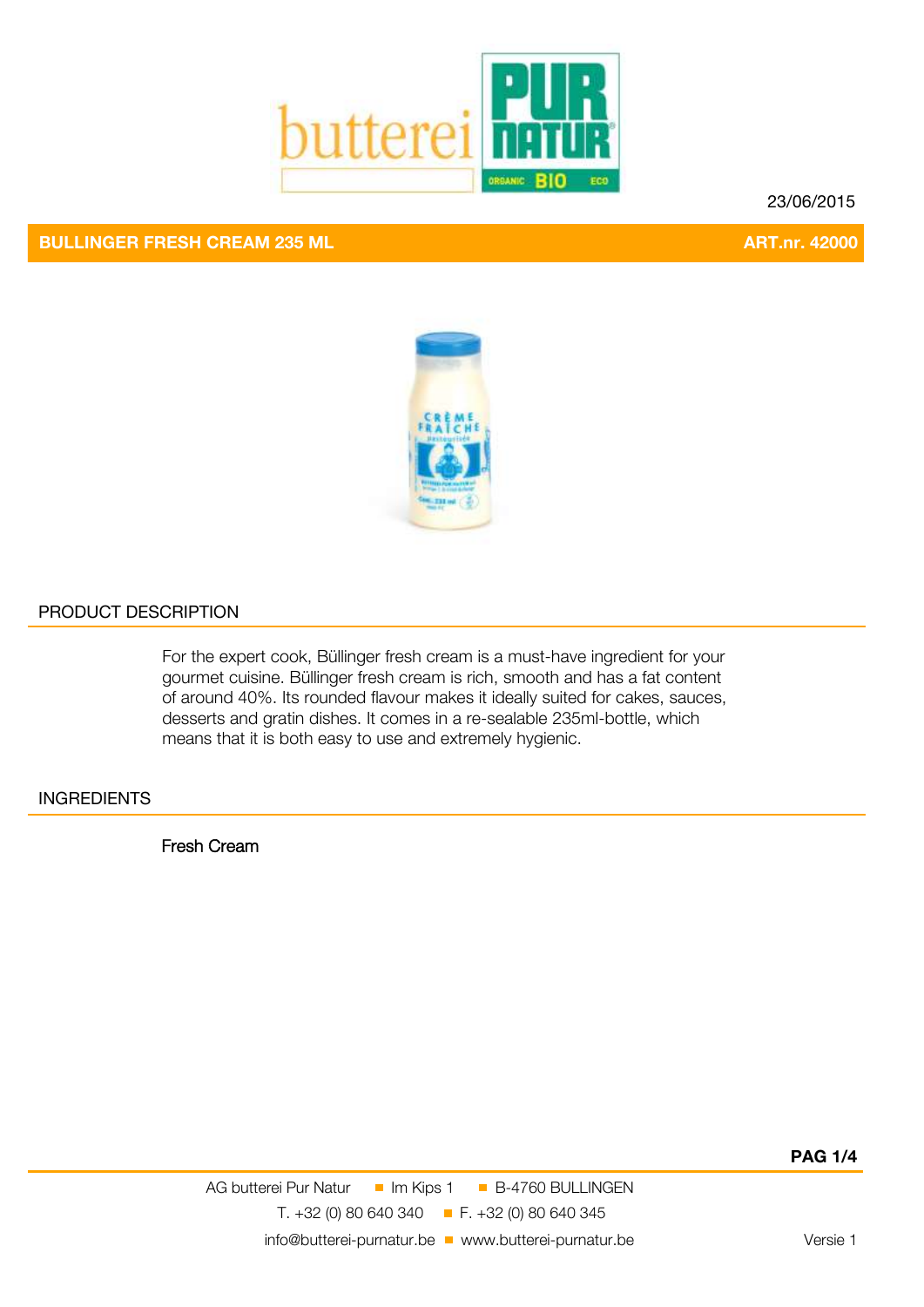23/06/2015

## BULLINGER FRESH CREAM 235 ML — ART.nr. 42000

### PRODUCT DESCRIPTION

For the expert cook, Büllinger fresh cream is a must-have ingredient for your gourmet cuisine. Büllinger fresh cream is rich, smooth and has a fat content of around 40%. Its rounded flavour makes it ideally suited for cakes, sauces, desserts and gratin dishes. It comes in a re-sealable 235ml-bottle, which means that it is both easy to use and extremely hygienic.

### INGREDIENTS

Fresh Cream

AG butterei Pur Natur ■ Im Kips 1 ■ B-4760 BULLINGEN
T. +32 (0) 80 640 340 ■ F. +32 (0) 80 640 345
info@butterei-purnatur.be ■ www.butterei-purnatur.be

Versie 1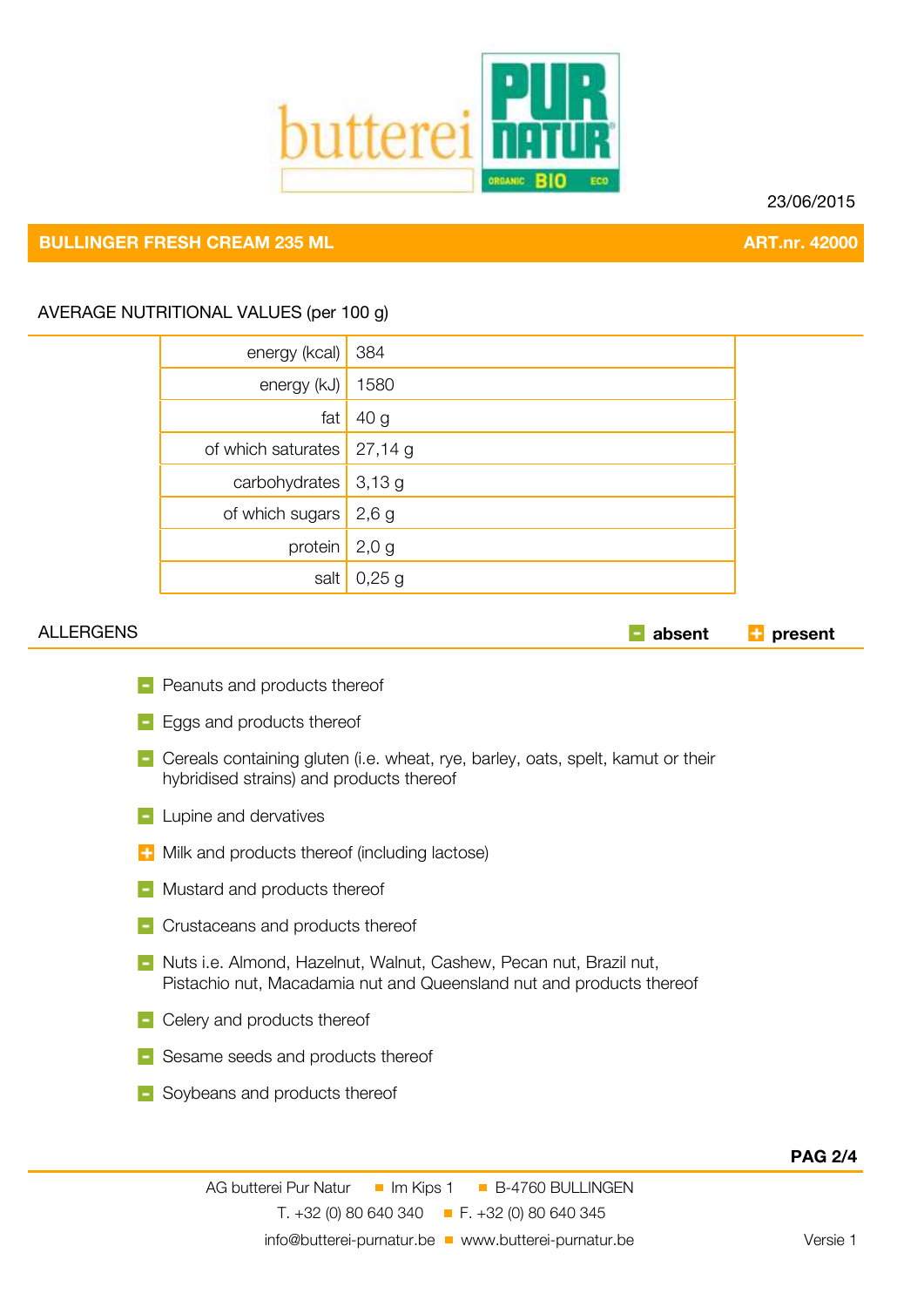23/06/2015

## BULLINGER FRESH CREAM 235 ML — ART.nr. 42000

### AVERAGE NUTRITIONAL VALUES (per 100 g)

| | |
|---|---|
| energy (kcal) | 384 |
| energy (kJ) | 1580 |
| fat | 40 g |
| of which saturates | 27,14 g |
| carbohydrates | 3,13 g |
| of which sugars | 2,6 g |
| protein | 2,0 g |
| salt | 0,25 g |

### ALLERGENS

(- absent, + present)

- [-] Peanuts and products thereof
- [-] Eggs and products thereof
- [-] Cereals containing gluten (i.e. wheat, rye, barley, oats, spelt, kamut or their hybridised strains) and products thereof
- [-] Lupine and dervatives
- [+] Milk and products thereof (including lactose)
- [-] Mustard and products thereof
- [-] Crustaceans and products thereof
- [-] Nuts i.e. Almond, Hazelnut, Walnut, Cashew, Pecan nut, Brazil nut, Pistachio nut, Macadamia nut and Queensland nut and products thereof
- [-] Celery and products thereof
- [-] Sesame seeds and products thereof
- [-] Soybeans and products thereof

AG butterei Pur Natur ■ Im Kips 1 ■ B-4760 BULLINGEN
T. +32 (0) 80 640 340 ■ F. +32 (0) 80 640 345
info@butterei-purnatur.be ■ www.butterei-purnatur.be

Versie 1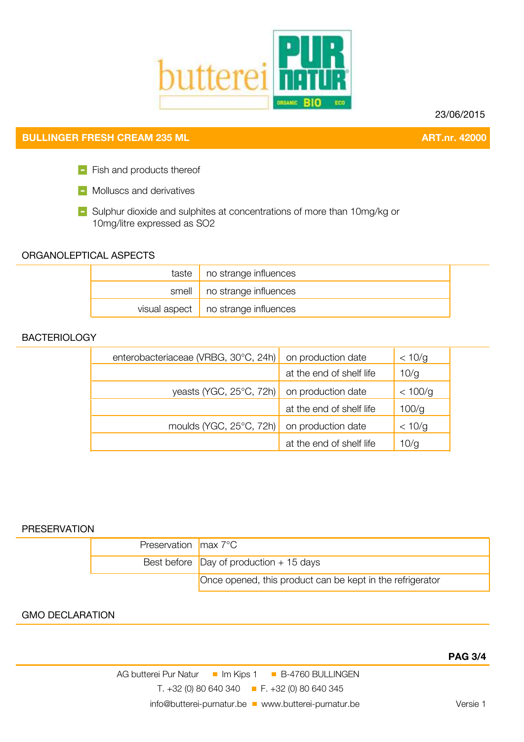23/06/2015

## BULLINGER FRESH CREAM 235 ML — ART.nr. 42000

- Fish and products thereof
- Molluscs and derivatives
- Sulphur dioxide and sulphites at concentrations of more than 10mg/kg or 10mg/litre expressed as SO2

### ORGANOLEPTICAL ASPECTS

| | |
|---|---|
| taste | no strange influences |
| smell | no strange influences |
| visual aspect | no strange influences |

### BACTERIOLOGY

| | | |
|---|---|---|
| enterobacteriaceae (VRBG, 30°C, 24h) | on production date | < 10/g |
| | at the end of shelf life | 10/g |
| yeasts (YGC, 25°C, 72h) | on production date | < 100/g |
| | at the end of shelf life | 100/g |
| moulds (YGC, 25°C, 72h) | on production date | < 10/g |
| | at the end of shelf life | 10/g |

### PRESERVATION

| | |
|---|---|
| Preservation | max 7°C |
| Best before | Day of production + 15 days |
| | Once opened, this product can be kept in the refrigerator |

### GMO DECLARATION

AG butterei Pur Natur ■ Im Kips 1 ■ B-4760 BULLINGEN
T. +32 (0) 80 640 340 ■ F. +32 (0) 80 640 345
info@butterei-purnatur.be ■ www.butterei-purnatur.be

Versie 1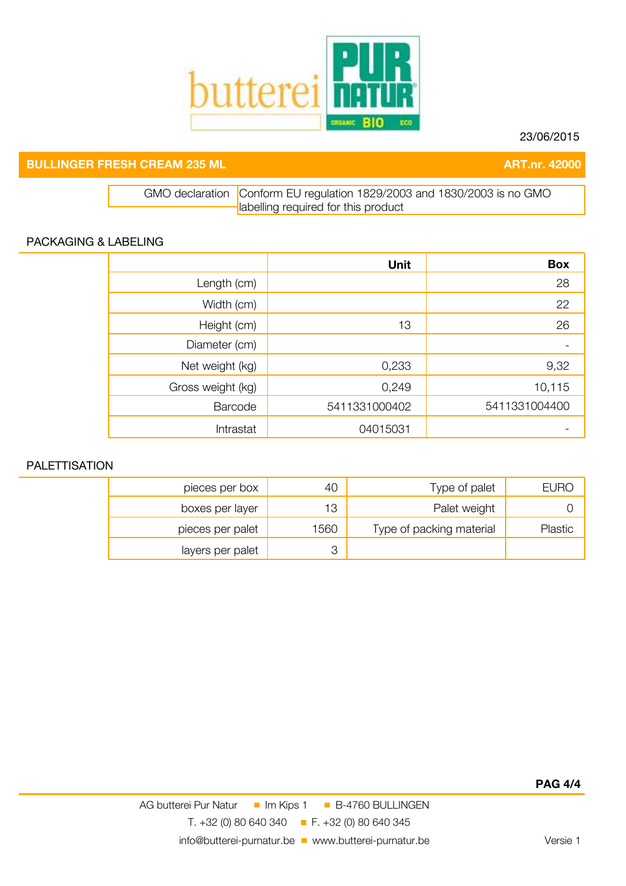23/06/2015

## BULLINGER FRESH CREAM 235 ML — ART.nr. 42000

| | |
|---|---|
| GMO declaration | Conform EU regulation 1829/2003 and 1830/2003 is no GMO labelling required for this product |

### PACKAGING & LABELING

| | Unit | Box |
|---|---|---|
| Length (cm) | | 28 |
| Width (cm) | | 22 |
| Height (cm) | 13 | 26 |
| Diameter (cm) | | - |
| Net weight (kg) | 0,233 | 9,32 |
| Gross weight (kg) | 0,249 | 10,115 |
| Barcode | 5411331000402 | 5411331004400 |
| Intrastat | 04015031 | - |

### PALETTISATION

| | | | |
|---|---|---|---|
| pieces per box | 40 | Type of palet | EURO |
| boxes per layer | 13 | Palet weight | 0 |
| pieces per palet | 1560 | Type of packing material | Plastic |
| layers per palet | 3 | | |

AG butterei Pur Natur ■ Im Kips 1 ■ B-4760 BULLINGEN
T. +32 (0) 80 640 340 ■ F. +32 (0) 80 640 345
info@butterei-purnatur.be ■ www.butterei-purnatur.be

Versie 1